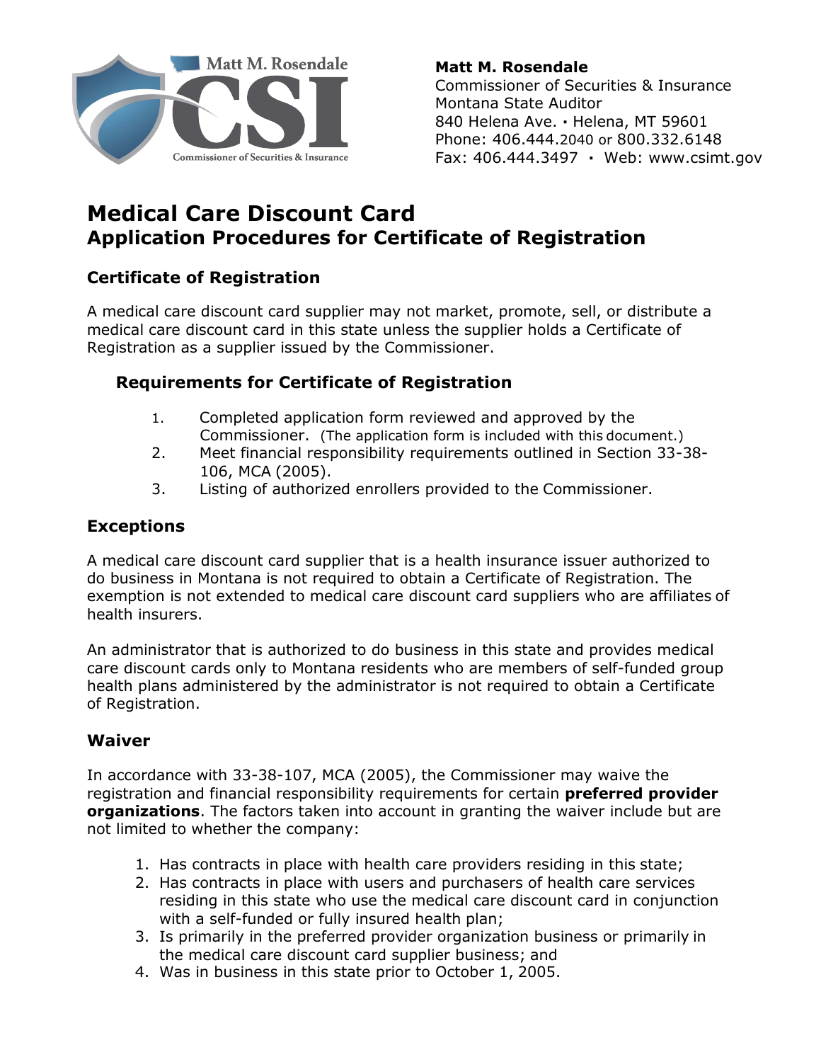**Matt M. Rosendale**
Commissioner of Securities & Insurance
Montana State Auditor
840 Helena Ave. • Helena, MT 59601
Phone: 406.444.2040 or 800.332.6148
Fax: 406.444.3497 • Web: www.csimt.gov

# Medical Care Discount Card
## Application Procedures for Certificate of Registration

### Certificate of Registration

A medical care discount card supplier may not market, promote, sell, or distribute a medical care discount card in this state unless the supplier holds a Certificate of Registration as a supplier issued by the Commissioner.

#### Requirements for Certificate of Registration

1. Completed application form reviewed and approved by the Commissioner. (The application form is included with this document.)
2. Meet financial responsibility requirements outlined in Section 33-38-106, MCA (2005).
3. Listing of authorized enrollers provided to the Commissioner.

### Exceptions

A medical care discount card supplier that is a health insurance issuer authorized to do business in Montana is not required to obtain a Certificate of Registration. The exemption is not extended to medical care discount card suppliers who are affiliates of health insurers.

An administrator that is authorized to do business in this state and provides medical care discount cards only to Montana residents who are members of self-funded group health plans administered by the administrator is not required to obtain a Certificate of Registration.

### Waiver

In accordance with 33-38-107, MCA (2005), the Commissioner may waive the registration and financial responsibility requirements for certain **preferred provider organizations**. The factors taken into account in granting the waiver include but are not limited to whether the company:

1. Has contracts in place with health care providers residing in this state;
2. Has contracts in place with users and purchasers of health care services residing in this state who use the medical care discount card in conjunction with a self-funded or fully insured health plan;
3. Is primarily in the preferred provider organization business or primarily in the medical care discount card supplier business; and
4. Was in business in this state prior to October 1, 2005.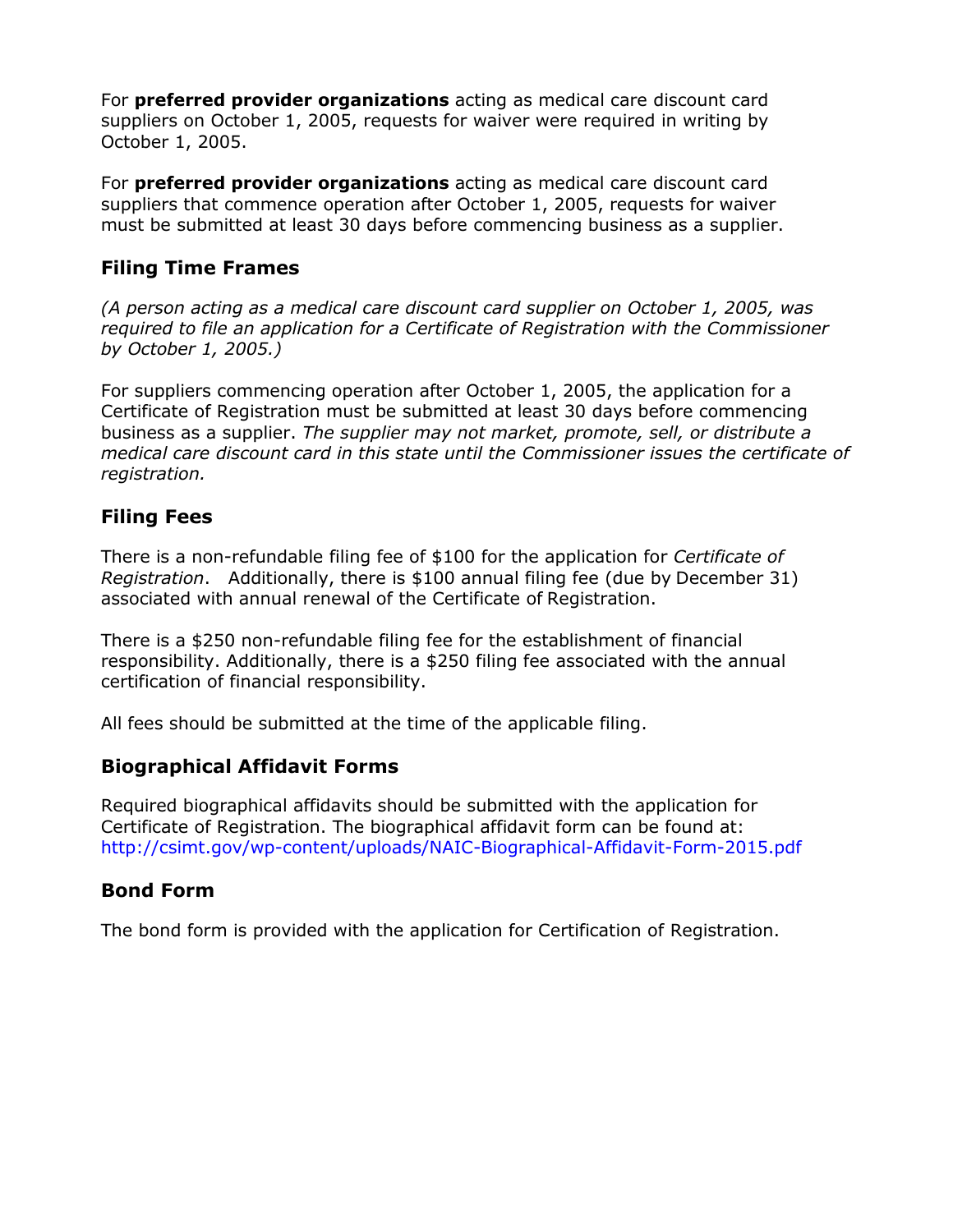For **preferred provider organizations** acting as medical care discount card suppliers on October 1, 2005, requests for waiver were required in writing by October 1, 2005.

For **preferred provider organizations** acting as medical care discount card suppliers that commence operation after October 1, 2005, requests for waiver must be submitted at least 30 days before commencing business as a supplier.

## Filing Time Frames

*(A person acting as a medical care discount card supplier on October 1, 2005, was required to file an application for a Certificate of Registration with the Commissioner by October 1, 2005.)*

For suppliers commencing operation after October 1, 2005, the application for a Certificate of Registration must be submitted at least 30 days before commencing business as a supplier. *The supplier may not market, promote, sell, or distribute a medical care discount card in this state until the Commissioner issues the certificate of registration.*

## Filing Fees

There is a non-refundable filing fee of $100 for the application for *Certificate of Registration*. Additionally, there is $100 annual filing fee (due by December 31) associated with annual renewal of the Certificate of Registration.

There is a $250 non-refundable filing fee for the establishment of financial responsibility. Additionally, there is a $250 filing fee associated with the annual certification of financial responsibility.

All fees should be submitted at the time of the applicable filing.

## Biographical Affidavit Forms

Required biographical affidavits should be submitted with the application for Certificate of Registration. The biographical affidavit form can be found at: http://csimt.gov/wp-content/uploads/NAIC-Biographical-Affidavit-Form-2015.pdf

## Bond Form

The bond form is provided with the application for Certification of Registration.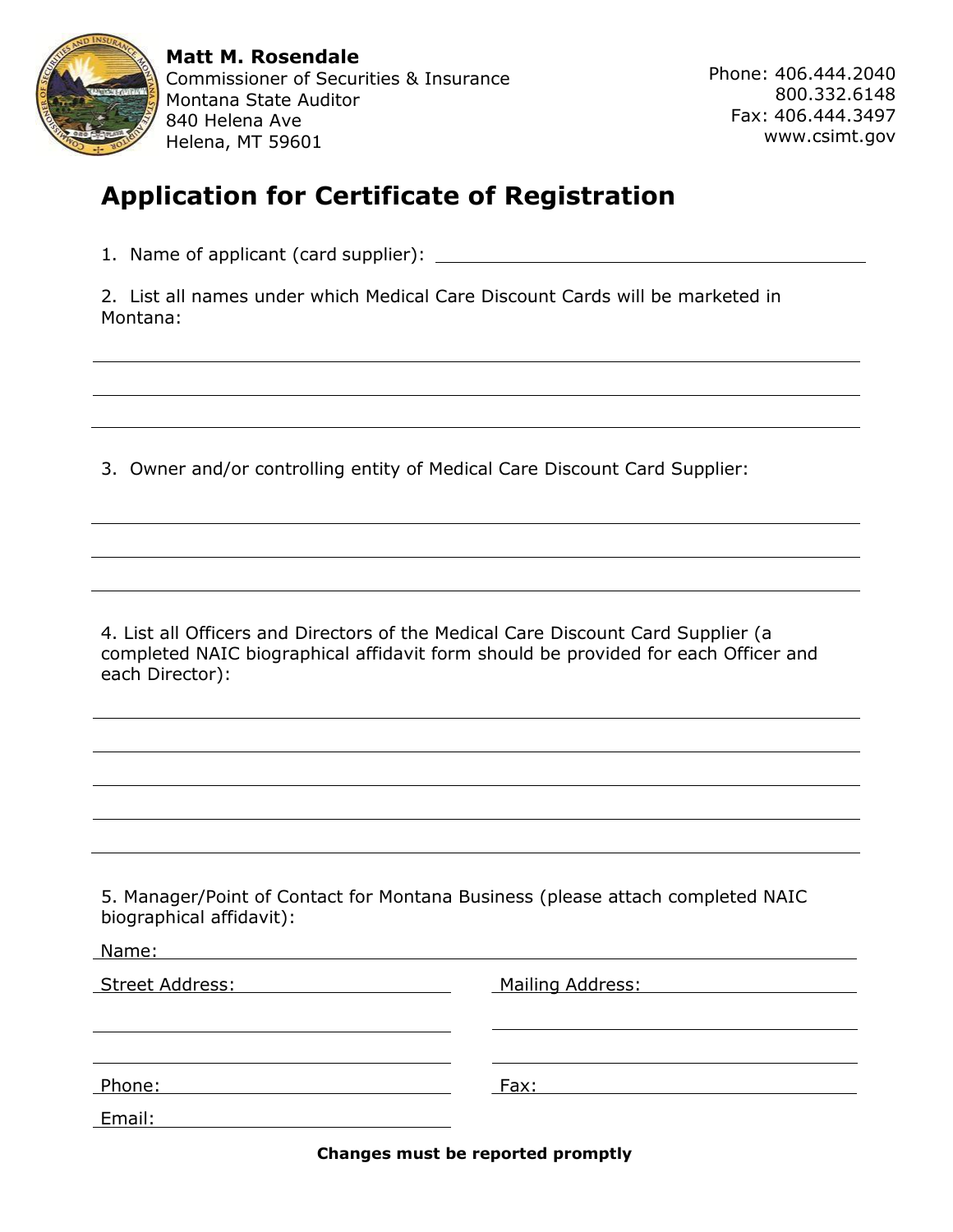**Matt M. Rosendale**
Commissioner of Securities & Insurance
Montana State Auditor
840 Helena Ave
Helena, MT 59601

Phone: 406.444.2040
800.332.6148
Fax: 406.444.3497
www.csimt.gov

# Application for Certificate of Registration

1. Name of applicant (card supplier): ______________________________

2. List all names under which Medical Care Discount Cards will be marketed in Montana:

______________________________

______________________________

______________________________

3. Owner and/or controlling entity of Medical Care Discount Card Supplier:

______________________________

______________________________

______________________________

4. List all Officers and Directors of the Medical Care Discount Card Supplier (a completed NAIC biographical affidavit form should be provided for each Officer and each Director):

______________________________

______________________________

______________________________

______________________________

______________________________

5. Manager/Point of Contact for Montana Business (please attach completed NAIC biographical affidavit):

Name: ______________________________

Street Address: ______________________________

______________________________

______________________________

Mailing Address: ______________________________

______________________________

______________________________

Phone: ______________________________

Fax: ______________________________

Email: ______________________________

**Changes must be reported promptly**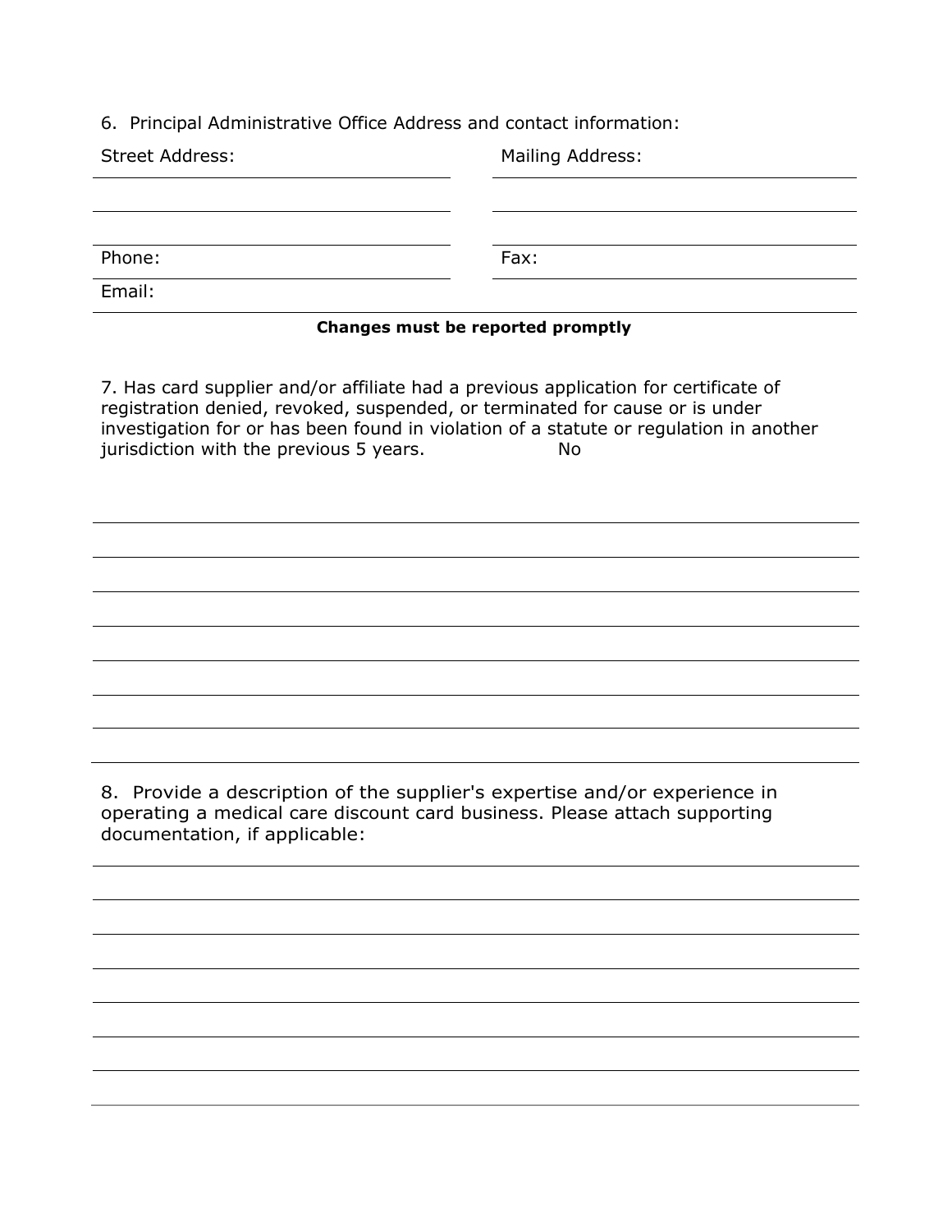6. Principal Administrative Office Address and contact information:

Street Address:

Mailing Address:

Phone:

Fax:

Email:

**Changes must be reported promptly**

7. Has card supplier and/or affiliate had a previous application for certificate of registration denied, revoked, suspended, or terminated for cause or is under investigation for or has been found in violation of a statute or regulation in another jurisdiction with the previous 5 years. No

8. Provide a description of the supplier's expertise and/or experience in operating a medical care discount card business. Please attach supporting documentation, if applicable: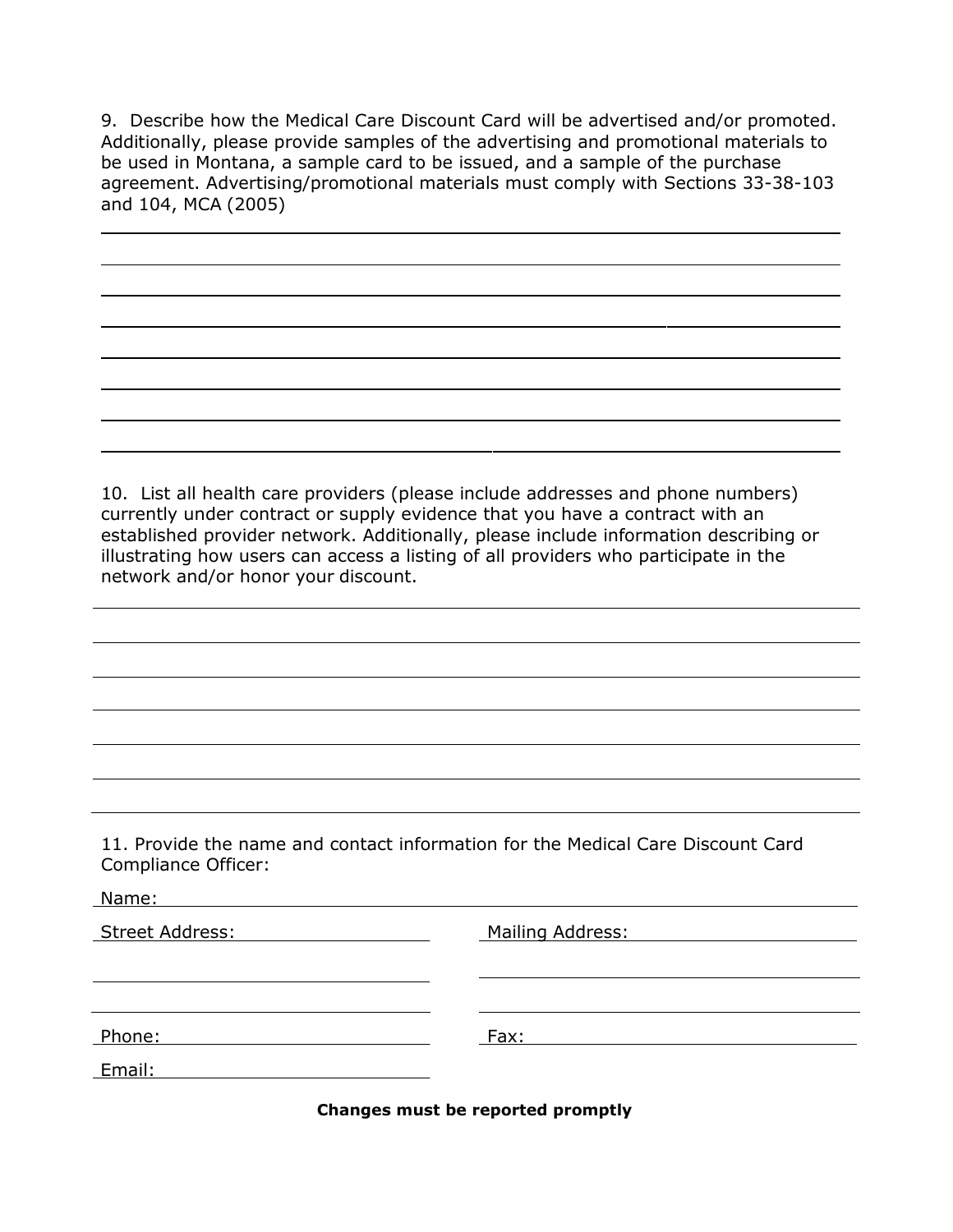9. Describe how the Medical Care Discount Card will be advertised and/or promoted. Additionally, please provide samples of the advertising and promotional materials to be used in Montana, a sample card to be issued, and a sample of the purchase agreement. Advertising/promotional materials must comply with Sections 33-38-103 and 104, MCA (2005)

\_\_\_\_\_\_\_\_\_\_\_\_\_\_\_\_\_\_\_\_\_\_\_\_\_\_\_\_\_\_\_\_\_\_\_\_\_\_\_\_\_\_\_\_\_\_\_\_\_\_\_\_\_\_\_\_\_\_\_\_

\_\_\_\_\_\_\_\_\_\_\_\_\_\_\_\_\_\_\_\_\_\_\_\_\_\_\_\_\_\_\_\_\_\_\_\_\_\_\_\_\_\_\_\_\_\_\_\_\_\_\_\_\_\_\_\_\_\_\_\_

\_\_\_\_\_\_\_\_\_\_\_\_\_\_\_\_\_\_\_\_\_\_\_\_\_\_\_\_\_\_\_\_\_\_\_\_\_\_\_\_\_\_\_\_\_\_\_\_\_\_\_\_\_\_\_\_\_\_\_\_

\_\_\_\_\_\_\_\_\_\_\_\_\_\_\_\_\_\_\_\_\_\_\_\_\_\_\_\_\_\_\_\_\_\_\_\_\_\_\_\_\_\_\_\_\_\_\_\_\_\_\_\_\_\_\_\_\_\_\_\_

\_\_\_\_\_\_\_\_\_\_\_\_\_\_\_\_\_\_\_\_\_\_\_\_\_\_\_\_\_\_\_\_\_\_\_\_\_\_\_\_\_\_\_\_\_\_\_\_\_\_\_\_\_\_\_\_\_\_\_\_

\_\_\_\_\_\_\_\_\_\_\_\_\_\_\_\_\_\_\_\_\_\_\_\_\_\_\_\_\_\_\_\_\_\_\_\_\_\_\_\_\_\_\_\_\_\_\_\_\_\_\_\_\_\_\_\_\_\_\_\_

\_\_\_\_\_\_\_\_\_\_\_\_\_\_\_\_\_\_\_\_\_\_\_\_\_\_\_\_\_\_\_\_\_\_\_\_\_\_\_\_\_\_\_\_\_\_\_\_\_\_\_\_\_\_\_\_\_\_\_\_

\_\_\_\_\_\_\_\_\_\_\_\_\_\_\_\_\_\_\_\_\_\_\_\_\_\_\_\_\_\_\_\_\_\_\_\_\_\_\_\_\_\_\_\_\_\_\_\_\_\_\_\_\_\_\_\_\_\_\_\_

10. List all health care providers (please include addresses and phone numbers) currently under contract or supply evidence that you have a contract with an established provider network. Additionally, please include information describing or illustrating how users can access a listing of all providers who participate in the network and/or honor your discount.

\_\_\_\_\_\_\_\_\_\_\_\_\_\_\_\_\_\_\_\_\_\_\_\_\_\_\_\_\_\_\_\_\_\_\_\_\_\_\_\_\_\_\_\_\_\_\_\_\_\_\_\_\_\_\_\_\_\_\_\_

\_\_\_\_\_\_\_\_\_\_\_\_\_\_\_\_\_\_\_\_\_\_\_\_\_\_\_\_\_\_\_\_\_\_\_\_\_\_\_\_\_\_\_\_\_\_\_\_\_\_\_\_\_\_\_\_\_\_\_\_

\_\_\_\_\_\_\_\_\_\_\_\_\_\_\_\_\_\_\_\_\_\_\_\_\_\_\_\_\_\_\_\_\_\_\_\_\_\_\_\_\_\_\_\_\_\_\_\_\_\_\_\_\_\_\_\_\_\_\_\_

\_\_\_\_\_\_\_\_\_\_\_\_\_\_\_\_\_\_\_\_\_\_\_\_\_\_\_\_\_\_\_\_\_\_\_\_\_\_\_\_\_\_\_\_\_\_\_\_\_\_\_\_\_\_\_\_\_\_\_\_

\_\_\_\_\_\_\_\_\_\_\_\_\_\_\_\_\_\_\_\_\_\_\_\_\_\_\_\_\_\_\_\_\_\_\_\_\_\_\_\_\_\_\_\_\_\_\_\_\_\_\_\_\_\_\_\_\_\_\_\_

\_\_\_\_\_\_\_\_\_\_\_\_\_\_\_\_\_\_\_\_\_\_\_\_\_\_\_\_\_\_\_\_\_\_\_\_\_\_\_\_\_\_\_\_\_\_\_\_\_\_\_\_\_\_\_\_\_\_\_\_

\_\_\_\_\_\_\_\_\_\_\_\_\_\_\_\_\_\_\_\_\_\_\_\_\_\_\_\_\_\_\_\_\_\_\_\_\_\_\_\_\_\_\_\_\_\_\_\_\_\_\_\_\_\_\_\_\_\_\_\_

11. Provide the name and contact information for the Medical Care Discount Card Compliance Officer:

Name: \_\_\_\_\_\_\_\_\_\_\_\_\_\_\_\_\_\_\_\_\_\_\_\_\_\_\_\_\_\_\_\_\_\_\_\_\_\_\_\_\_\_\_\_\_\_\_\_

Street Address: \_\_\_\_\_\_\_\_\_\_\_\_\_\_\_\_\_\_\_\_ Mailing Address: \_\_\_\_\_\_\_\_\_\_\_\_\_\_\_\_\_\_\_\_

\_\_\_\_\_\_\_\_\_\_\_\_\_\_\_\_\_\_\_\_\_\_\_\_\_\_\_\_ \_\_\_\_\_\_\_\_\_\_\_\_\_\_\_\_\_\_\_\_\_\_\_\_\_\_\_\_

\_\_\_\_\_\_\_\_\_\_\_\_\_\_\_\_\_\_\_\_\_\_\_\_\_\_\_\_ \_\_\_\_\_\_\_\_\_\_\_\_\_\_\_\_\_\_\_\_\_\_\_\_\_\_\_\_

Phone: \_\_\_\_\_\_\_\_\_\_\_\_\_\_\_\_\_\_\_\_\_\_\_\_ Fax: \_\_\_\_\_\_\_\_\_\_\_\_\_\_\_\_\_\_\_\_\_\_\_\_

Email: \_\_\_\_\_\_\_\_\_\_\_\_\_\_\_\_\_\_\_\_\_\_\_\_

**Changes must be reported promptly**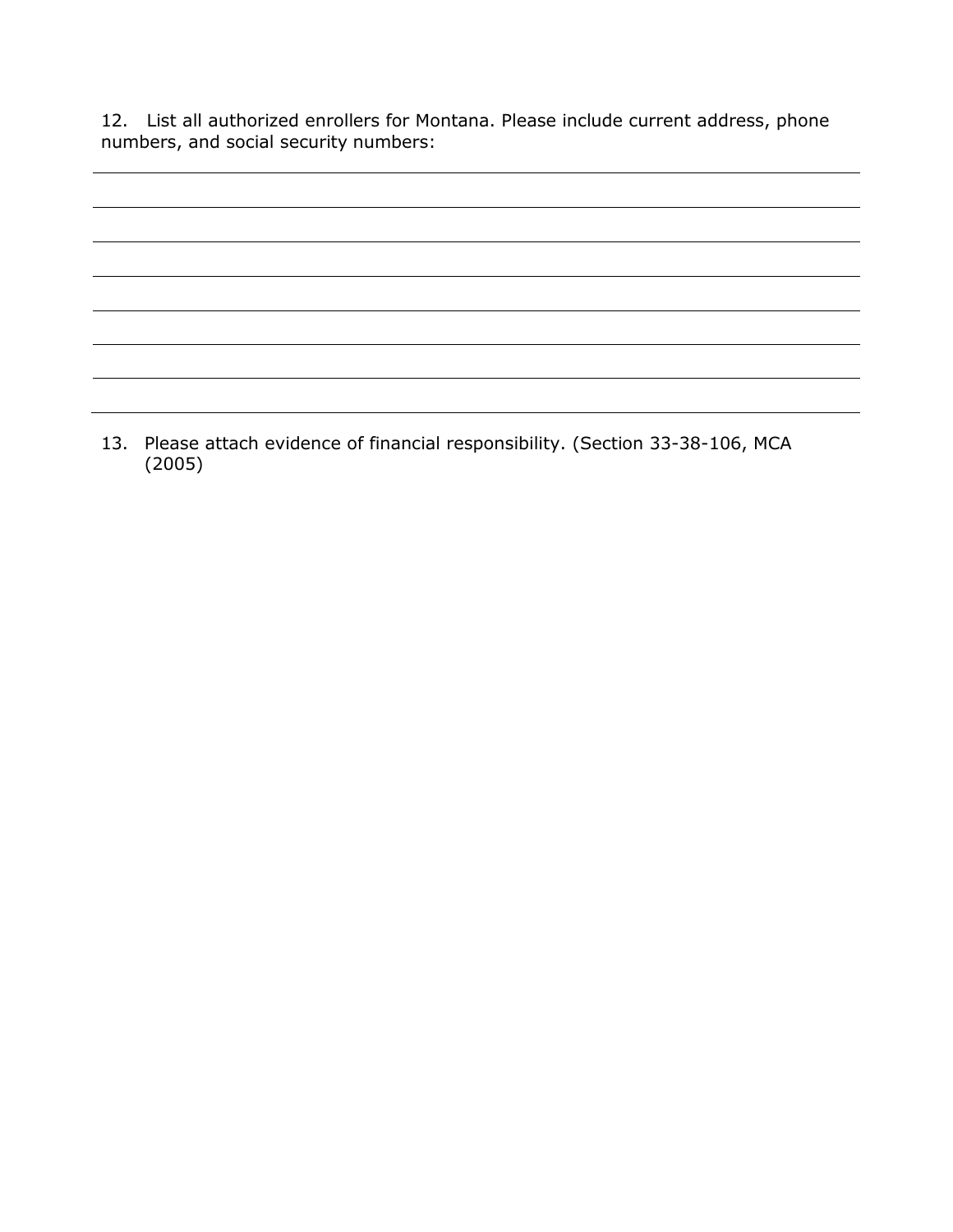12. List all authorized enrollers for Montana. Please include current address, phone numbers, and social security numbers:

\_\_\_\_\_\_\_\_\_\_\_\_\_\_\_\_\_\_\_\_\_\_\_\_\_\_\_\_\_\_\_\_\_\_\_\_\_\_\_\_\_\_\_\_\_\_\_\_\_\_\_\_\_\_\_\_\_\_\_\_\_\_\_\_\_\_\_\_\_\_\_\_\_\_\_\_

\_\_\_\_\_\_\_\_\_\_\_\_\_\_\_\_\_\_\_\_\_\_\_\_\_\_\_\_\_\_\_\_\_\_\_\_\_\_\_\_\_\_\_\_\_\_\_\_\_\_\_\_\_\_\_\_\_\_\_\_\_\_\_\_\_\_\_\_\_\_\_\_\_\_\_\_

\_\_\_\_\_\_\_\_\_\_\_\_\_\_\_\_\_\_\_\_\_\_\_\_\_\_\_\_\_\_\_\_\_\_\_\_\_\_\_\_\_\_\_\_\_\_\_\_\_\_\_\_\_\_\_\_\_\_\_\_\_\_\_\_\_\_\_\_\_\_\_\_\_\_\_\_

\_\_\_\_\_\_\_\_\_\_\_\_\_\_\_\_\_\_\_\_\_\_\_\_\_\_\_\_\_\_\_\_\_\_\_\_\_\_\_\_\_\_\_\_\_\_\_\_\_\_\_\_\_\_\_\_\_\_\_\_\_\_\_\_\_\_\_\_\_\_\_\_\_\_\_\_

\_\_\_\_\_\_\_\_\_\_\_\_\_\_\_\_\_\_\_\_\_\_\_\_\_\_\_\_\_\_\_\_\_\_\_\_\_\_\_\_\_\_\_\_\_\_\_\_\_\_\_\_\_\_\_\_\_\_\_\_\_\_\_\_\_\_\_\_\_\_\_\_\_\_\_\_

\_\_\_\_\_\_\_\_\_\_\_\_\_\_\_\_\_\_\_\_\_\_\_\_\_\_\_\_\_\_\_\_\_\_\_\_\_\_\_\_\_\_\_\_\_\_\_\_\_\_\_\_\_\_\_\_\_\_\_\_\_\_\_\_\_\_\_\_\_\_\_\_\_\_\_\_

\_\_\_\_\_\_\_\_\_\_\_\_\_\_\_\_\_\_\_\_\_\_\_\_\_\_\_\_\_\_\_\_\_\_\_\_\_\_\_\_\_\_\_\_\_\_\_\_\_\_\_\_\_\_\_\_\_\_\_\_\_\_\_\_\_\_\_\_\_\_\_\_\_\_\_\_

\_\_\_\_\_\_\_\_\_\_\_\_\_\_\_\_\_\_\_\_\_\_\_\_\_\_\_\_\_\_\_\_\_\_\_\_\_\_\_\_\_\_\_\_\_\_\_\_\_\_\_\_\_\_\_\_\_\_\_\_\_\_\_\_\_\_\_\_\_\_\_\_\_\_\_\_

13. Please attach evidence of financial responsibility. (Section 33-38-106, MCA (2005)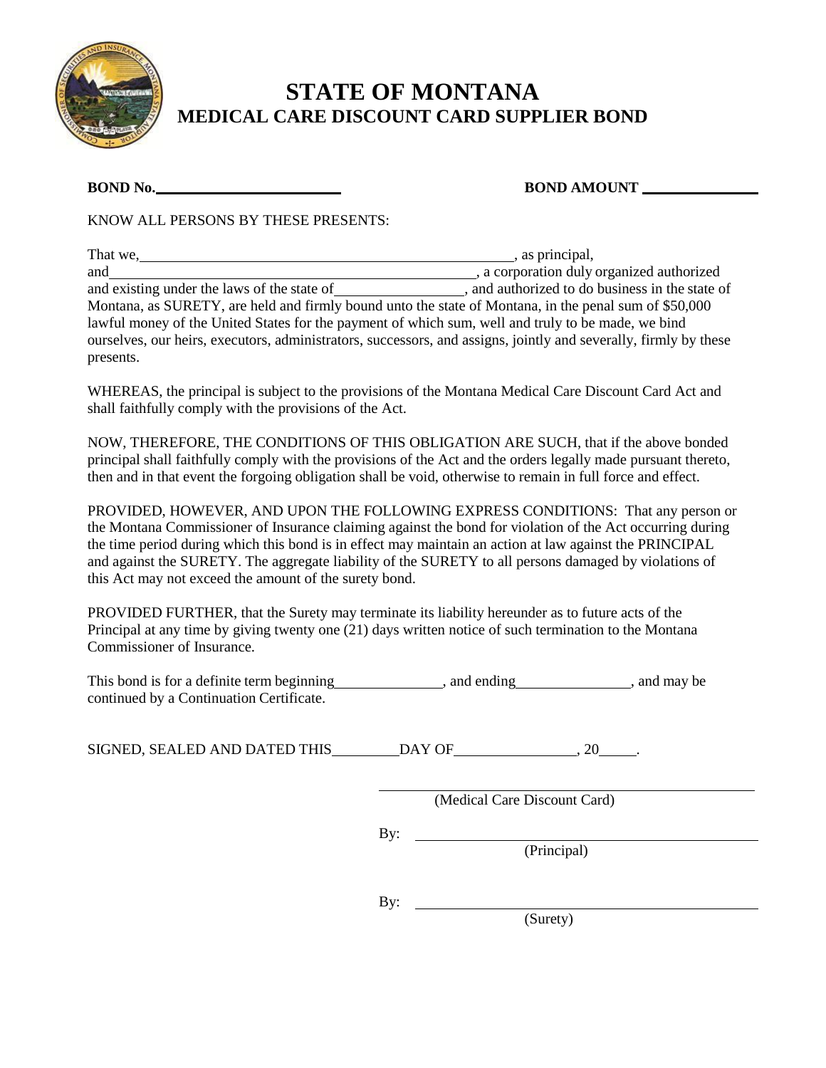# STATE OF MONTANA
## MEDICAL CARE DISCOUNT CARD SUPPLIER BOND

**BOND No.**\_\_\_\_\_\_\_\_\_\_\_\_\_\_\_\_\_\_\_\_\_\_\_\_ **BOND AMOUNT** \_\_\_\_\_\_\_\_\_\_\_\_\_\_\_

KNOW ALL PERSONS BY THESE PRESENTS:

That we,\_\_\_\_\_\_\_\_\_\_\_\_\_\_\_\_\_\_\_\_\_\_\_\_\_\_\_\_\_\_\_\_\_\_\_\_\_\_\_\_\_\_\_\_\_\_\_\_, as principal, and\_\_\_\_\_\_\_\_\_\_\_\_\_\_\_\_\_\_\_\_\_\_\_\_\_\_\_\_\_\_\_\_\_\_\_\_\_\_\_\_\_\_\_\_\_\_\_\_, a corporation duly organized authorized and existing under the laws of the state of\_\_\_\_\_\_\_\_\_\_\_\_\_\_\_\_\_, and authorized to do business in the state of Montana, as SURETY, are held and firmly bound unto the state of Montana, in the penal sum of $50,000 lawful money of the United States for the payment of which sum, well and truly to be made, we bind ourselves, our heirs, executors, administrators, successors, and assigns, jointly and severally, firmly by these presents.

WHEREAS, the principal is subject to the provisions of the Montana Medical Care Discount Card Act and shall faithfully comply with the provisions of the Act.

NOW, THEREFORE, THE CONDITIONS OF THIS OBLIGATION ARE SUCH, that if the above bonded principal shall faithfully comply with the provisions of the Act and the orders legally made pursuant thereto, then and in that event the forgoing obligation shall be void, otherwise to remain in full force and effect.

PROVIDED, HOWEVER, AND UPON THE FOLLOWING EXPRESS CONDITIONS: That any person or the Montana Commissioner of Insurance claiming against the bond for violation of the Act occurring during the time period during which this bond is in effect may maintain an action at law against the PRINCIPAL and against the SURETY. The aggregate liability of the SURETY to all persons damaged by violations of this Act may not exceed the amount of the surety bond.

PROVIDED FURTHER, that the Surety may terminate its liability hereunder as to future acts of the Principal at any time by giving twenty one (21) days written notice of such termination to the Montana Commissioner of Insurance.

This bond is for a definite term beginning\_\_\_\_\_\_\_\_\_\_\_\_\_\_, and ending\_\_\_\_\_\_\_\_\_\_\_\_\_\_\_, and may be continued by a Continuation Certificate.

SIGNED, SEALED AND DATED THIS\_\_\_\_\_\_\_\_\_DAY OF\_\_\_\_\_\_\_\_\_\_\_\_\_\_\_\_, 20\_\_\_\_\_.

\_\_\_\_\_\_\_\_\_\_\_\_\_\_\_\_\_\_\_\_\_\_\_\_\_\_\_\_\_\_\_\_\_\_\_\_\_\_\_\_\_\_
(Medical Care Discount Card)

By: \_\_\_\_\_\_\_\_\_\_\_\_\_\_\_\_\_\_\_\_\_\_\_\_\_\_\_\_\_\_\_\_\_\_\_\_\_\_\_\_
(Principal)

By: \_\_\_\_\_\_\_\_\_\_\_\_\_\_\_\_\_\_\_\_\_\_\_\_\_\_\_\_\_\_\_\_\_\_\_\_\_\_\_\_
(Surety)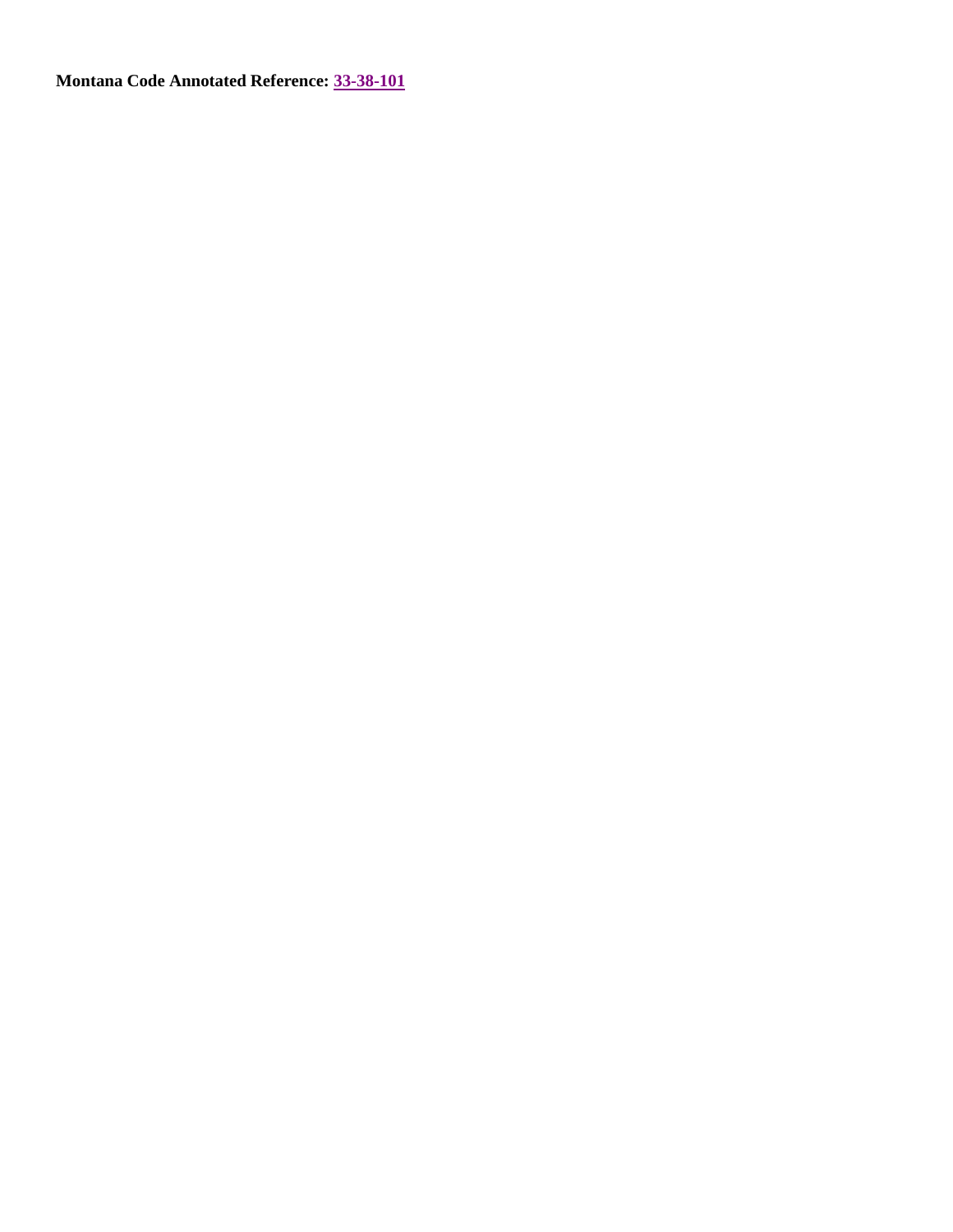**Montana Code Annotated Reference: 33-38-101**